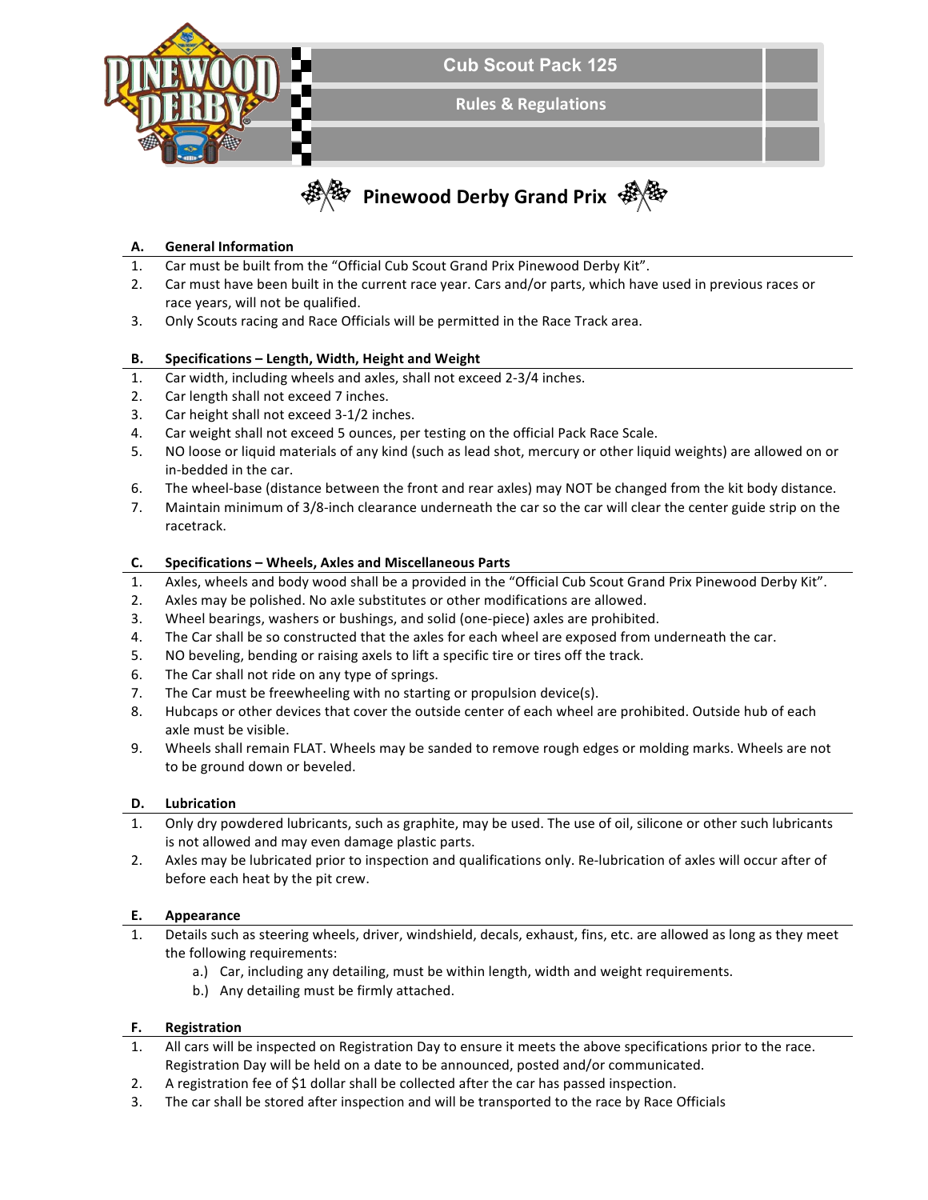# Cub Scout Pack 125

## Rules & Regulations

## Pinewood Derby Grand Prix

### A. General Information

1. Car must be built from the "Official Cub Scout Grand Prix Pinewood Derby Kit".
2. Car must have been built in the current race year. Cars and/or parts, which have used in previous races or race years, will not be qualified.
3. Only Scouts racing and Race Officials will be permitted in the Race Track area.

### B. Specifications – Length, Width, Height and Weight

1. Car width, including wheels and axles, shall not exceed 2-3/4 inches.
2. Car length shall not exceed 7 inches.
3. Car height shall not exceed 3-1/2 inches.
4. Car weight shall not exceed 5 ounces, per testing on the official Pack Race Scale.
5. NO loose or liquid materials of any kind (such as lead shot, mercury or other liquid weights) are allowed on or in-bedded in the car.
6. The wheel-base (distance between the front and rear axles) may NOT be changed from the kit body distance.
7. Maintain minimum of 3/8-inch clearance underneath the car so the car will clear the center guide strip on the racetrack.

### C. Specifications – Wheels, Axles and Miscellaneous Parts

1. Axles, wheels and body wood shall be a provided in the "Official Cub Scout Grand Prix Pinewood Derby Kit".
2. Axles may be polished. No axle substitutes or other modifications are allowed.
3. Wheel bearings, washers or bushings, and solid (one-piece) axles are prohibited.
4. The Car shall be so constructed that the axles for each wheel are exposed from underneath the car.
5. NO beveling, bending or raising axels to lift a specific tire or tires off the track.
6. The Car shall not ride on any type of springs.
7. The Car must be freewheeling with no starting or propulsion device(s).
8. Hubcaps or other devices that cover the outside center of each wheel are prohibited. Outside hub of each axle must be visible.
9. Wheels shall remain FLAT. Wheels may be sanded to remove rough edges or molding marks. Wheels are not to be ground down or beveled.

### D. Lubrication

1. Only dry powdered lubricants, such as graphite, may be used. The use of oil, silicone or other such lubricants is not allowed and may even damage plastic parts.
2. Axles may be lubricated prior to inspection and qualifications only. Re-lubrication of axles will occur after of before each heat by the pit crew.

### E. Appearance

1. Details such as steering wheels, driver, windshield, decals, exhaust, fins, etc. are allowed as long as they meet the following requirements:
   - a.) Car, including any detailing, must be within length, width and weight requirements.
   - b.) Any detailing must be firmly attached.

### F. Registration

1. All cars will be inspected on Registration Day to ensure it meets the above specifications prior to the race. Registration Day will be held on a date to be announced, posted and/or communicated.
2. A registration fee of $1 dollar shall be collected after the car has passed inspection.
3. The car shall be stored after inspection and will be transported to the race by Race Officials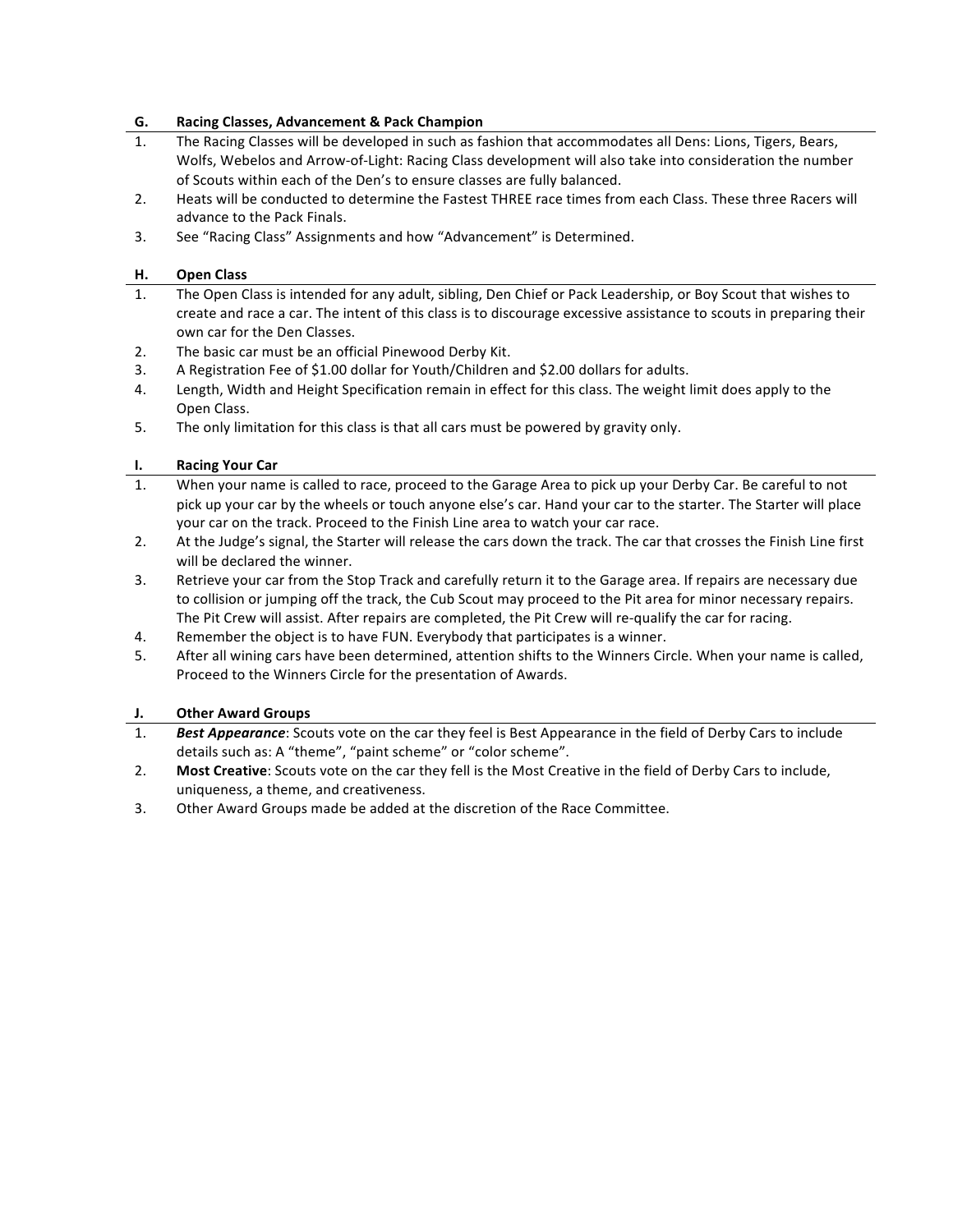### G. Racing Classes, Advancement & Pack Champion

1. The Racing Classes will be developed in such as fashion that accommodates all Dens: Lions, Tigers, Bears, Wolfs, Webelos and Arrow-of-Light: Racing Class development will also take into consideration the number of Scouts within each of the Den's to ensure classes are fully balanced.
2. Heats will be conducted to determine the Fastest THREE race times from each Class. These three Racers will advance to the Pack Finals.
3. See "Racing Class" Assignments and how "Advancement" is Determined.

### H. Open Class

1. The Open Class is intended for any adult, sibling, Den Chief or Pack Leadership, or Boy Scout that wishes to create and race a car. The intent of this class is to discourage excessive assistance to scouts in preparing their own car for the Den Classes.
2. The basic car must be an official Pinewood Derby Kit.
3. A Registration Fee of $1.00 dollar for Youth/Children and $2.00 dollars for adults.
4. Length, Width and Height Specification remain in effect for this class. The weight limit does apply to the Open Class.
5. The only limitation for this class is that all cars must be powered by gravity only.

### I. Racing Your Car

1. When your name is called to race, proceed to the Garage Area to pick up your Derby Car. Be careful to not pick up your car by the wheels or touch anyone else's car. Hand your car to the starter. The Starter will place your car on the track. Proceed to the Finish Line area to watch your car race.
2. At the Judge's signal, the Starter will release the cars down the track. The car that crosses the Finish Line first will be declared the winner.
3. Retrieve your car from the Stop Track and carefully return it to the Garage area. If repairs are necessary due to collision or jumping off the track, the Cub Scout may proceed to the Pit area for minor necessary repairs. The Pit Crew will assist. After repairs are completed, the Pit Crew will re-qualify the car for racing.
4. Remember the object is to have FUN. Everybody that participates is a winner.
5. After all wining cars have been determined, attention shifts to the Winners Circle. When your name is called, Proceed to the Winners Circle for the presentation of Awards.

### J. Other Award Groups

1. ***Best Appearance***: Scouts vote on the car they feel is Best Appearance in the field of Derby Cars to include details such as: A "theme", "paint scheme" or "color scheme".
2. **Most Creative**: Scouts vote on the car they fell is the Most Creative in the field of Derby Cars to include, uniqueness, a theme, and creativeness.
3. Other Award Groups made be added at the discretion of the Race Committee.